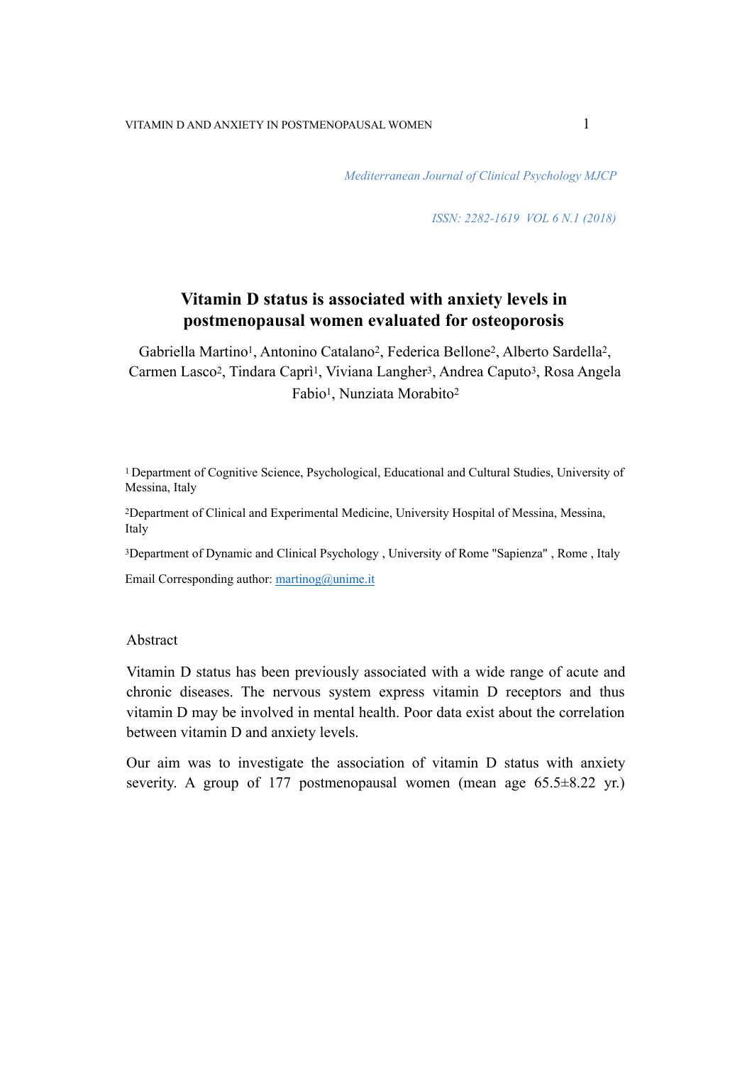*Mediterranean Journal of Clinical Psychology MJCP*

*ISSN: 2282-1619 VOL 6 N.1 (2018)*

# Vitamin D status is associated with anxiety levels in postmenopausal women evaluated for osteoporosis

Gabriella Martino[1], Antonino Catalano[2], Federica Bellone[2], Alberto Sardella[2], Carmen Lasco[2], Tindara Caprì[1], Viviana Langher[3], Andrea Caputo[3], Rosa Angela Fabio[1], Nunziata Morabito[2]

[1] Department of Cognitive Science, Psychological, Educational and Cultural Studies, University of Messina, Italy

[2]Department of Clinical and Experimental Medicine, University Hospital of Messina, Messina, Italy

[3]Department of Dynamic and Clinical Psychology , University of Rome "Sapienza" , Rome , Italy

Email Corresponding author: martinog@unime.it

## Abstract

Vitamin D status has been previously associated with a wide range of acute and chronic diseases. The nervous system express vitamin D receptors and thus vitamin D may be involved in mental health. Poor data exist about the correlation between vitamin D and anxiety levels.

Our aim was to investigate the association of vitamin D status with anxiety severity. A group of 177 postmenopausal women (mean age 65.5±8.22 yr.)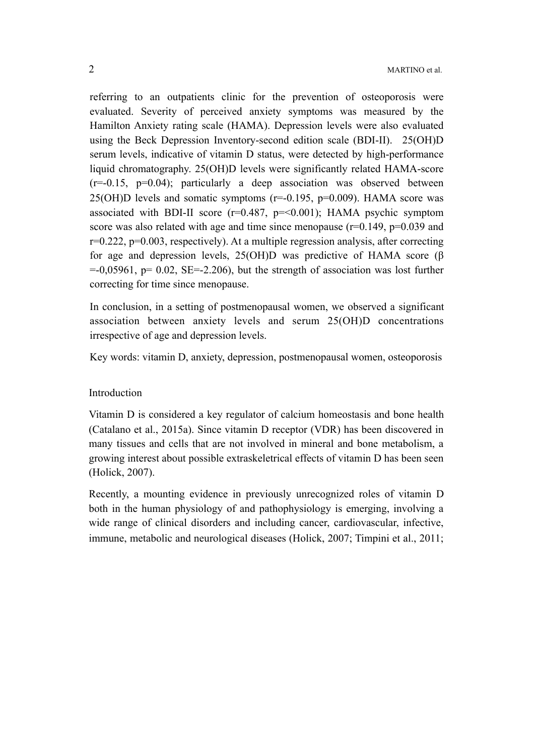referring to an outpatients clinic for the prevention of osteoporosis were evaluated. Severity of perceived anxiety symptoms was measured by the Hamilton Anxiety rating scale (HAMA). Depression levels were also evaluated using the Beck Depression Inventory-second edition scale (BDI-II). 25(OH)D serum levels, indicative of vitamin D status, were detected by high-performance liquid chromatography. 25(OH)D levels were significantly related HAMA-score ($r=-0.15$, $p=0.04$); particularly a deep association was observed between 25(OH)D levels and somatic symptoms ($r=-0.195$, $p=0.009$). HAMA score was associated with BDI-II score ($r=0.487$, $p=<0.001$); HAMA psychic symptom score was also related with age and time since menopause ($r=0.149$, $p=0.039$ and $r=0.222$, $p=0.003$, respectively). At a multiple regression analysis, after correcting for age and depression levels, 25(OH)D was predictive of HAMA score ($\beta$ $=-0,05961$, $p= 0.02$, $SE=-2.206$), but the strength of association was lost further correcting for time since menopause.

In conclusion, in a setting of postmenopausal women, we observed a significant association between anxiety levels and serum 25(OH)D concentrations irrespective of age and depression levels.

Key words: vitamin D, anxiety, depression, postmenopausal women, osteoporosis

## Introduction

Vitamin D is considered a key regulator of calcium homeostasis and bone health (Catalano et al., 2015a). Since vitamin D receptor (VDR) has been discovered in many tissues and cells that are not involved in mineral and bone metabolism, a growing interest about possible extraskeletrical effects of vitamin D has been seen (Holick, 2007).

Recently, a mounting evidence in previously unrecognized roles of vitamin D both in the human physiology of and pathophysiology is emerging, involving a wide range of clinical disorders and including cancer, cardiovascular, infective, immune, metabolic and neurological diseases (Holick, 2007; Timpini et al., 2011;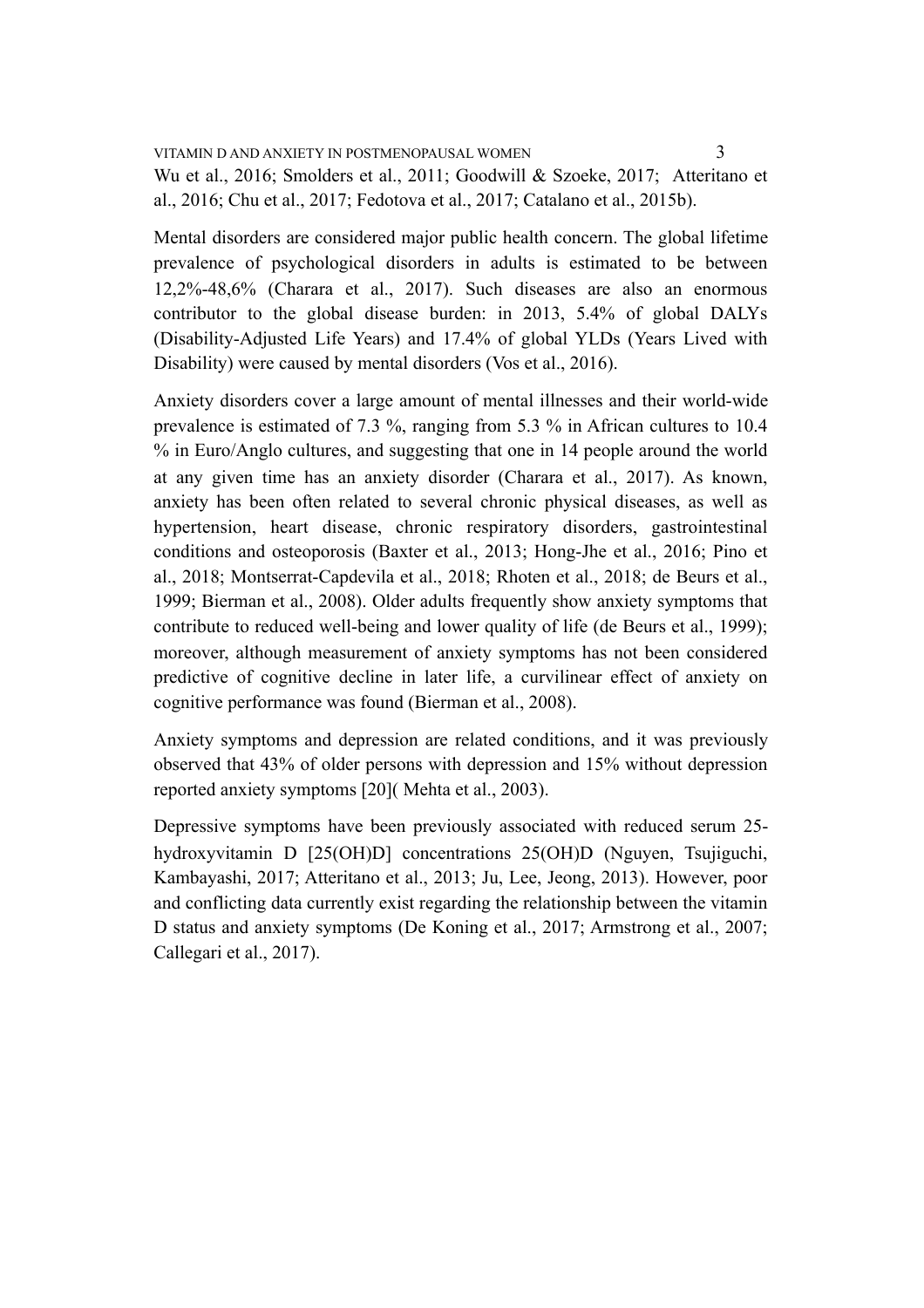Wu et al., 2016; Smolders et al., 2011; Goodwill & Szoeke, 2017; Atteritano et al., 2016; Chu et al., 2017; Fedotova et al., 2017; Catalano et al., 2015b).

Mental disorders are considered major public health concern. The global lifetime prevalence of psychological disorders in adults is estimated to be between 12,2%-48,6% (Charara et al., 2017). Such diseases are also an enormous contributor to the global disease burden: in 2013, 5.4% of global DALYs (Disability-Adjusted Life Years) and 17.4% of global YLDs (Years Lived with Disability) were caused by mental disorders (Vos et al., 2016).

Anxiety disorders cover a large amount of mental illnesses and their world-wide prevalence is estimated of 7.3 %, ranging from 5.3 % in African cultures to 10.4 % in Euro/Anglo cultures, and suggesting that one in 14 people around the world at any given time has an anxiety disorder (Charara et al., 2017). As known, anxiety has been often related to several chronic physical diseases, as well as hypertension, heart disease, chronic respiratory disorders, gastrointestinal conditions and osteoporosis (Baxter et al., 2013; Hong-Jhe et al., 2016; Pino et al., 2018; Montserrat-Capdevila et al., 2018; Rhoten et al., 2018; de Beurs et al., 1999; Bierman et al., 2008). Older adults frequently show anxiety symptoms that contribute to reduced well-being and lower quality of life (de Beurs et al., 1999); moreover, although measurement of anxiety symptoms has not been considered predictive of cognitive decline in later life, a curvilinear effect of anxiety on cognitive performance was found (Bierman et al., 2008).

Anxiety symptoms and depression are related conditions, and it was previously observed that 43% of older persons with depression and 15% without depression reported anxiety symptoms [20]( Mehta et al., 2003).

Depressive symptoms have been previously associated with reduced serum 25-hydroxyvitamin D [25(OH)D] concentrations 25(OH)D (Nguyen, Tsujiguchi, Kambayashi, 2017; Atteritano et al., 2013; Ju, Lee, Jeong, 2013). However, poor and conflicting data currently exist regarding the relationship between the vitamin D status and anxiety symptoms (De Koning et al., 2017; Armstrong et al., 2007; Callegari et al., 2017).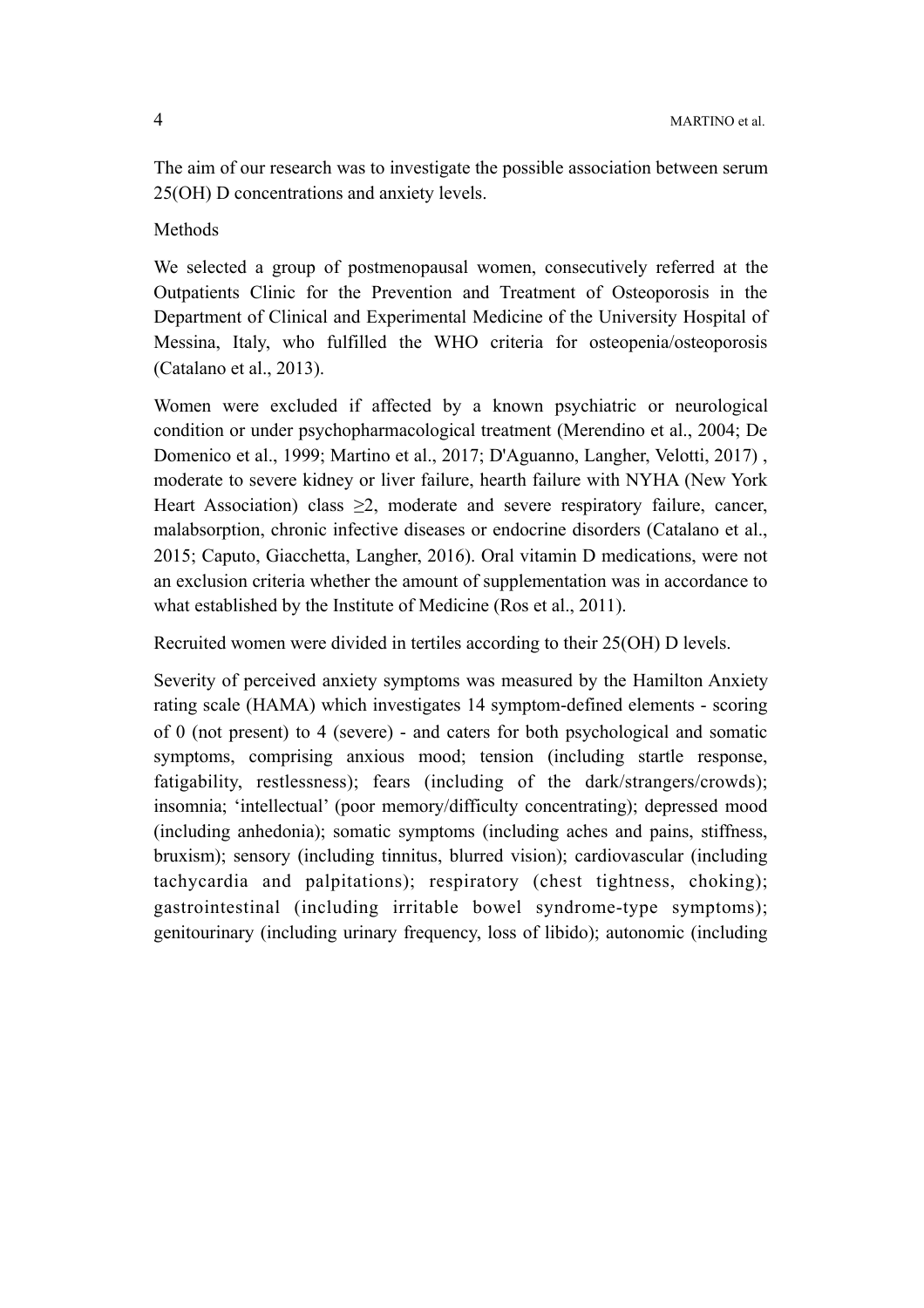The aim of our research was to investigate the possible association between serum 25(OH) D concentrations and anxiety levels.

## Methods

We selected a group of postmenopausal women, consecutively referred at the Outpatients Clinic for the Prevention and Treatment of Osteoporosis in the Department of Clinical and Experimental Medicine of the University Hospital of Messina, Italy, who fulfilled the WHO criteria for osteopenia/osteoporosis (Catalano et al., 2013).

Women were excluded if affected by a known psychiatric or neurological condition or under psychopharmacological treatment (Merendino et al., 2004; De Domenico et al., 1999; Martino et al., 2017; D'Aguanno, Langher, Velotti, 2017) , moderate to severe kidney or liver failure, hearth failure with NYHA (New York Heart Association) class ≥2, moderate and severe respiratory failure, cancer, malabsorption, chronic infective diseases or endocrine disorders (Catalano et al., 2015; Caputo, Giacchetta, Langher, 2016). Oral vitamin D medications, were not an exclusion criteria whether the amount of supplementation was in accordance to what established by the Institute of Medicine (Ros et al., 2011).

Recruited women were divided in tertiles according to their 25(OH) D levels.

Severity of perceived anxiety symptoms was measured by the Hamilton Anxiety rating scale (HAMA) which investigates 14 symptom-defined elements - scoring of 0 (not present) to 4 (severe) - and caters for both psychological and somatic symptoms, comprising anxious mood; tension (including startle response, fatigability, restlessness); fears (including of the dark/strangers/crowds); insomnia; 'intellectual' (poor memory/difficulty concentrating); depressed mood (including anhedonia); somatic symptoms (including aches and pains, stiffness, bruxism); sensory (including tinnitus, blurred vision); cardiovascular (including tachycardia and palpitations); respiratory (chest tightness, choking); gastrointestinal (including irritable bowel syndrome-type symptoms); genitourinary (including urinary frequency, loss of libido); autonomic (including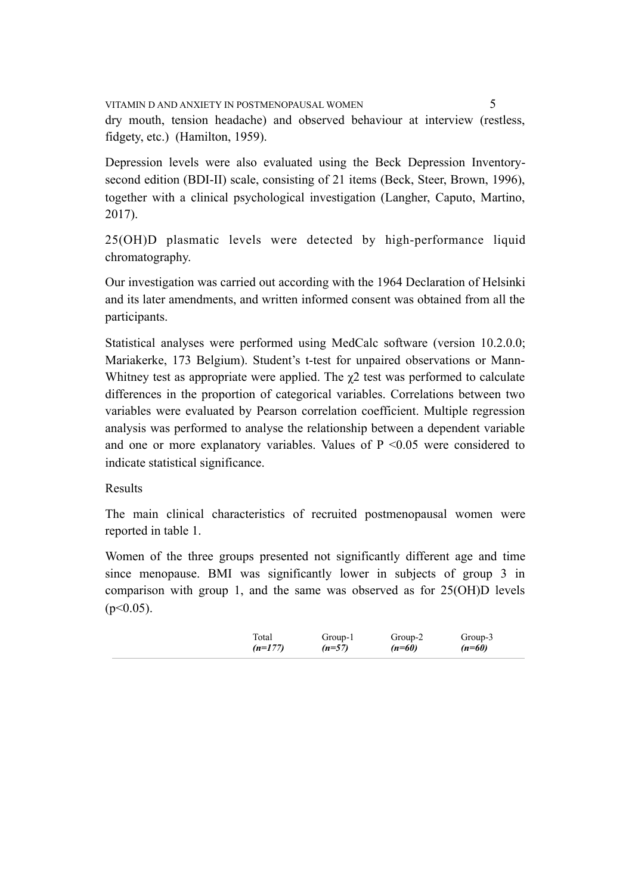dry mouth, tension headache) and observed behaviour at interview (restless, fidgety, etc.) (Hamilton, 1959).

Depression levels were also evaluated using the Beck Depression Inventory-second edition (BDI-II) scale, consisting of 21 items (Beck, Steer, Brown, 1996), together with a clinical psychological investigation (Langher, Caputo, Martino, 2017).

25(OH)D plasmatic levels were detected by high-performance liquid chromatography.

Our investigation was carried out according with the 1964 Declaration of Helsinki and its later amendments, and written informed consent was obtained from all the participants.

Statistical analyses were performed using MedCalc software (version 10.2.0.0; Mariakerke, 173 Belgium). Student's t-test for unpaired observations or Mann-Whitney test as appropriate were applied. The $\chi 2$ test was performed to calculate differences in the proportion of categorical variables. Correlations between two variables were evaluated by Pearson correlation coefficient. Multiple regression analysis was performed to analyse the relationship between a dependent variable and one or more explanatory variables. Values of $P < 0.05$ were considered to indicate statistical significance.

Results

The main clinical characteristics of recruited postmenopausal women were reported in table 1.

Women of the three groups presented not significantly different age and time since menopause. BMI was significantly lower in subjects of group 3 in comparison with group 1, and the same was observed as for 25(OH)D levels ($p<0.05$).

| | Total *(n=177)* | Group-1 *(n=57)* | Group-2 *(n=60)* | Group-3 *(n=60)* |
|---|---|---|---|---|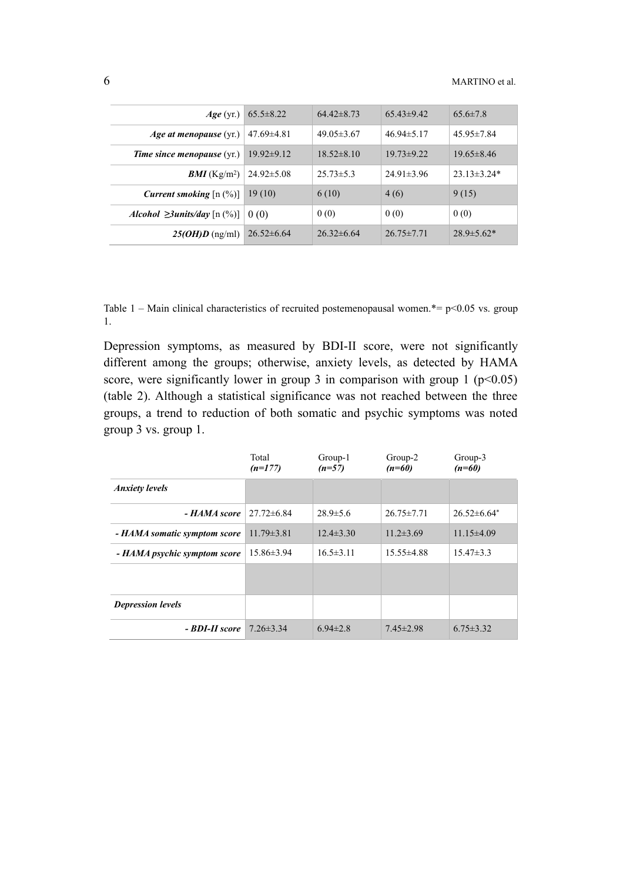| | | | | |
|---|---|---|---|---|
| ***Age*** (yr.) | 65.5±8.22 | 64.42±8.73 | 65.43±9.42 | 65.6±7.8 |
| ***Age at menopause*** (yr.) | 47.69±4.81 | 49.05±3.67 | 46.94±5.17 | 45.95±7.84 |
| ***Time since menopause*** (yr.) | 19.92±9.12 | 18.52±8.10 | 19.73±9.22 | 19.65±8.46 |
| ***BMI*** (Kg/m$^2$) | 24.92±5.08 | 25.73±5.3 | 24.91±3.96 | 23.13±3.24* |
| ***Current smoking*** [n (%)] | 19 (10) | 6 (10) | 4 (6) | 9 (15) |
| ***Alcohol ≥3units/day*** [n (%)] | 0 (0) | 0 (0) | 0 (0) | 0 (0) |
| ***25(OH)D*** (ng/ml) | 26.52±6.64 | 26.32±6.64 | 26.75±7.71 | 28.9±5.62* |

Table 1 – Main clinical characteristics of recruited postemenopausal women.*= p<0.05 vs. group 1.

Depression symptoms, as measured by BDI-II score, were not significantly different among the groups; otherwise, anxiety levels, as detected by HAMA score, were significantly lower in group 3 in comparison with group 1 ($p<0.05$) (table 2). Although a statistical significance was not reached between the three groups, a trend to reduction of both somatic and psychic symptoms was noted group 3 vs. group 1.

| | Total *(n=177)* | Group-1 *(n=57)* | Group-2 *(n=60)* | Group-3 *(n=60)* |
|---|---|---|---|---|
| ***Anxiety levels*** | | | | |
| ***- HAMA score*** | 27.72±6.84 | 28.9±5.6 | 26.75±7.71 | 26.52±6.64* |
| ***- HAMA somatic symptom score*** | 11.79±3.81 | 12.4±3.30 | 11.2±3.69 | 11.15±4.09 |
| ***- HAMA psychic symptom score*** | 15.86±3.94 | 16.5±3.11 | 15.55±4.88 | 15.47±3.3 |
| | | | | |
| ***Depression levels*** | | | | |
| ***- BDI-II score*** | 7.26±3.34 | 6.94±2.8 | 7.45±2.98 | 6.75±3.32 |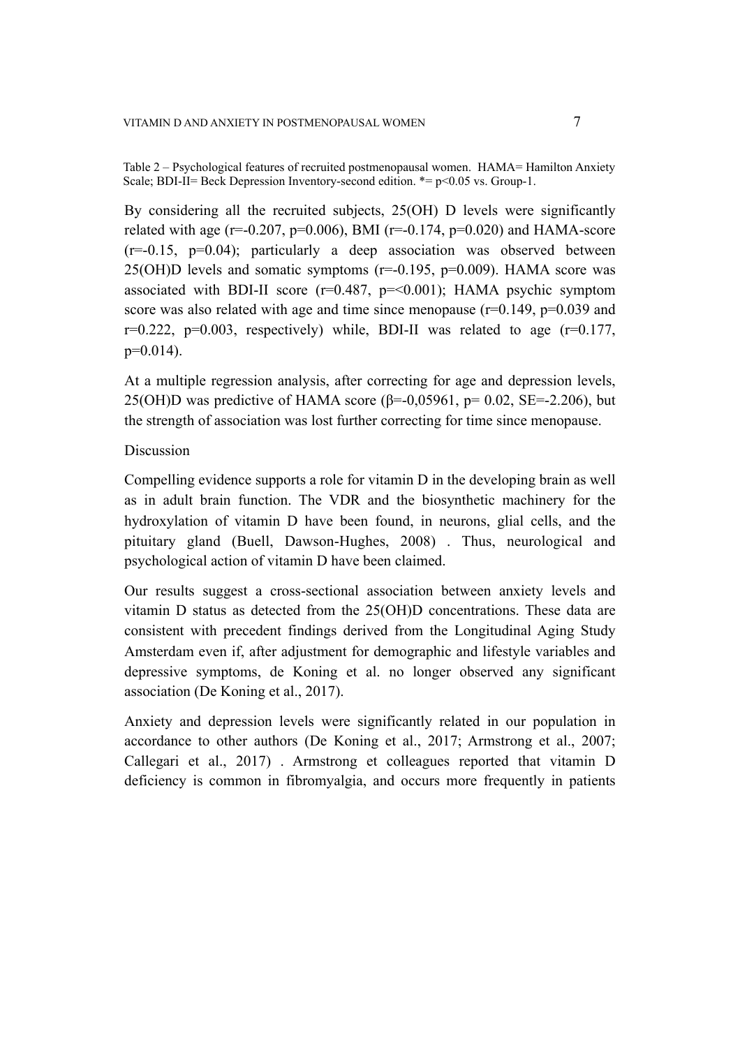Table 2 – Psychological features of recruited postmenopausal women. HAMA= Hamilton Anxiety Scale; BDI-II= Beck Depression Inventory-second edition. *= $p<0.05$ vs. Group-1.

By considering all the recruited subjects, 25(OH) D levels were significantly related with age ($r=-0.207$, $p=0.006$), BMI ($r=-0.174$, $p=0.020$) and HAMA-score ($r=-0.15$, $p=0.04$); particularly a deep association was observed between 25(OH)D levels and somatic symptoms ($r=-0.195$, $p=0.009$). HAMA score was associated with BDI-II score ($r=0.487$, $p=<0.001$); HAMA psychic symptom score was also related with age and time since menopause ($r=0.149$, $p=0.039$ and $r=0.222$, $p=0.003$, respectively) while, BDI-II was related to age ($r=0.177$, $p=0.014$).

At a multiple regression analysis, after correcting for age and depression levels, 25(OH)D was predictive of HAMA score ($\beta=-0{,}05961$, $p= 0.02$, SE=-2.206), but the strength of association was lost further correcting for time since menopause.

Discussion

Compelling evidence supports a role for vitamin D in the developing brain as well as in adult brain function. The VDR and the biosynthetic machinery for the hydroxylation of vitamin D have been found, in neurons, glial cells, and the pituitary gland (Buell, Dawson-Hughes, 2008) . Thus, neurological and psychological action of vitamin D have been claimed.

Our results suggest a cross-sectional association between anxiety levels and vitamin D status as detected from the 25(OH)D concentrations. These data are consistent with precedent findings derived from the Longitudinal Aging Study Amsterdam even if, after adjustment for demographic and lifestyle variables and depressive symptoms, de Koning et al. no longer observed any significant association (De Koning et al., 2017).

Anxiety and depression levels were significantly related in our population in accordance to other authors (De Koning et al., 2017; Armstrong et al., 2007; Callegari et al., 2017) . Armstrong et colleagues reported that vitamin D deficiency is common in fibromyalgia, and occurs more frequently in patients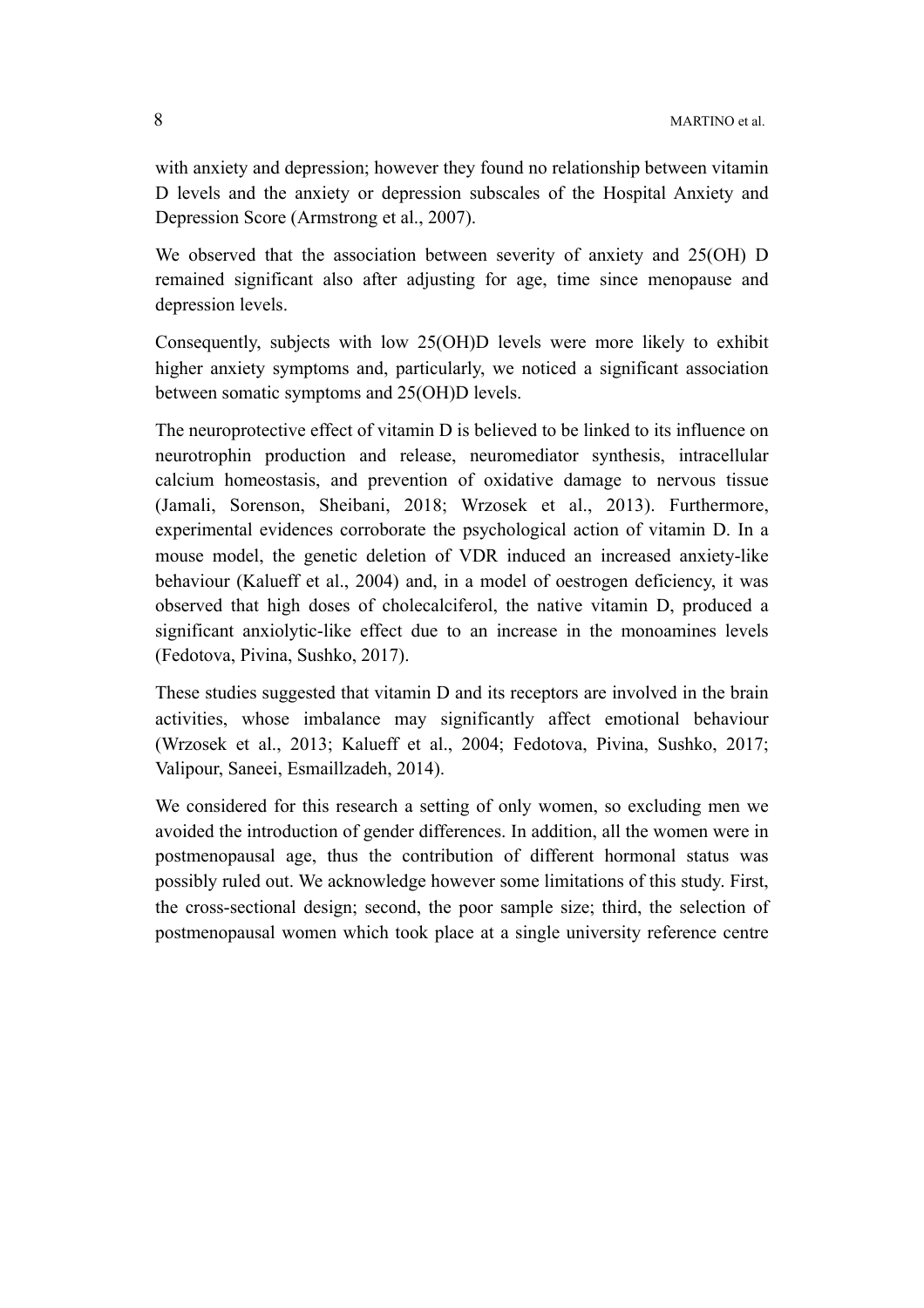with anxiety and depression; however they found no relationship between vitamin D levels and the anxiety or depression subscales of the Hospital Anxiety and Depression Score (Armstrong et al., 2007).

We observed that the association between severity of anxiety and 25(OH) D remained significant also after adjusting for age, time since menopause and depression levels.

Consequently, subjects with low 25(OH)D levels were more likely to exhibit higher anxiety symptoms and, particularly, we noticed a significant association between somatic symptoms and 25(OH)D levels.

The neuroprotective effect of vitamin D is believed to be linked to its influence on neurotrophin production and release, neuromediator synthesis, intracellular calcium homeostasis, and prevention of oxidative damage to nervous tissue (Jamali, Sorenson, Sheibani, 2018; Wrzosek et al., 2013). Furthermore, experimental evidences corroborate the psychological action of vitamin D. In a mouse model, the genetic deletion of VDR induced an increased anxiety-like behaviour (Kalueff et al., 2004) and, in a model of oestrogen deficiency, it was observed that high doses of cholecalciferol, the native vitamin D, produced a significant anxiolytic-like effect due to an increase in the monoamines levels (Fedotova, Pivina, Sushko, 2017).

These studies suggested that vitamin D and its receptors are involved in the brain activities, whose imbalance may significantly affect emotional behaviour (Wrzosek et al., 2013; Kalueff et al., 2004; Fedotova, Pivina, Sushko, 2017; Valipour, Saneei, Esmaillzadeh, 2014).

We considered for this research a setting of only women, so excluding men we avoided the introduction of gender differences. In addition, all the women were in postmenopausal age, thus the contribution of different hormonal status was possibly ruled out. We acknowledge however some limitations of this study. First, the cross-sectional design; second, the poor sample size; third, the selection of postmenopausal women which took place at a single university reference centre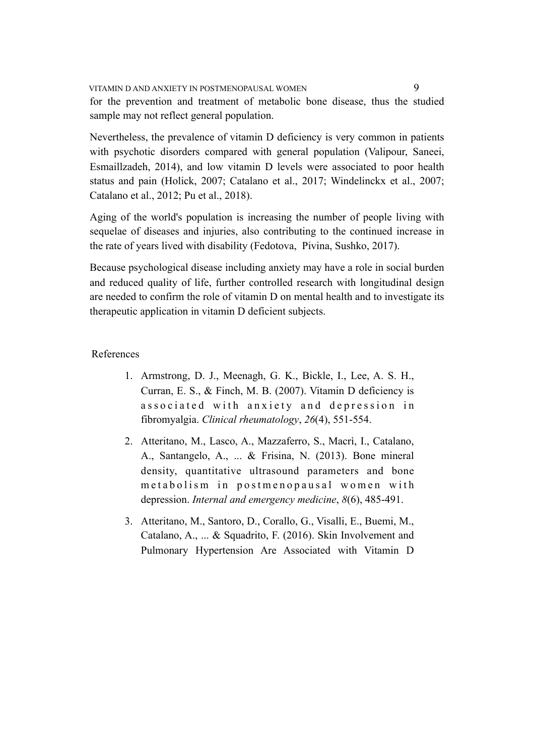for the prevention and treatment of metabolic bone disease, thus the studied sample may not reflect general population.

Nevertheless, the prevalence of vitamin D deficiency is very common in patients with psychotic disorders compared with general population (Valipour, Saneei, Esmaillzadeh, 2014), and low vitamin D levels were associated to poor health status and pain (Holick, 2007; Catalano et al., 2017; Windelinckx et al., 2007; Catalano et al., 2012; Pu et al., 2018).

Aging of the world's population is increasing the number of people living with sequelae of diseases and injuries, also contributing to the continued increase in the rate of years lived with disability (Fedotova, Pivina, Sushko, 2017).

Because psychological disease including anxiety may have a role in social burden and reduced quality of life, further controlled research with longitudinal design are needed to confirm the role of vitamin D on mental health and to investigate its therapeutic application in vitamin D deficient subjects.

## References

1. Armstrong, D. J., Meenagh, G. K., Bickle, I., Lee, A. S. H., Curran, E. S., & Finch, M. B. (2007). Vitamin D deficiency is associated with anxiety and depression in fibromyalgia. *Clinical rheumatology*, *26*(4), 551-554.
2. Atteritano, M., Lasco, A., Mazzaferro, S., Macrì, I., Catalano, A., Santangelo, A., ... & Frisina, N. (2013). Bone mineral density, quantitative ultrasound parameters and bone metabolism in postmenopausal women with depression. *Internal and emergency medicine*, *8*(6), 485-491.
3. Atteritano, M., Santoro, D., Corallo, G., Visalli, E., Buemi, M., Catalano, A., ... & Squadrito, F. (2016). Skin Involvement and Pulmonary Hypertension Are Associated with Vitamin D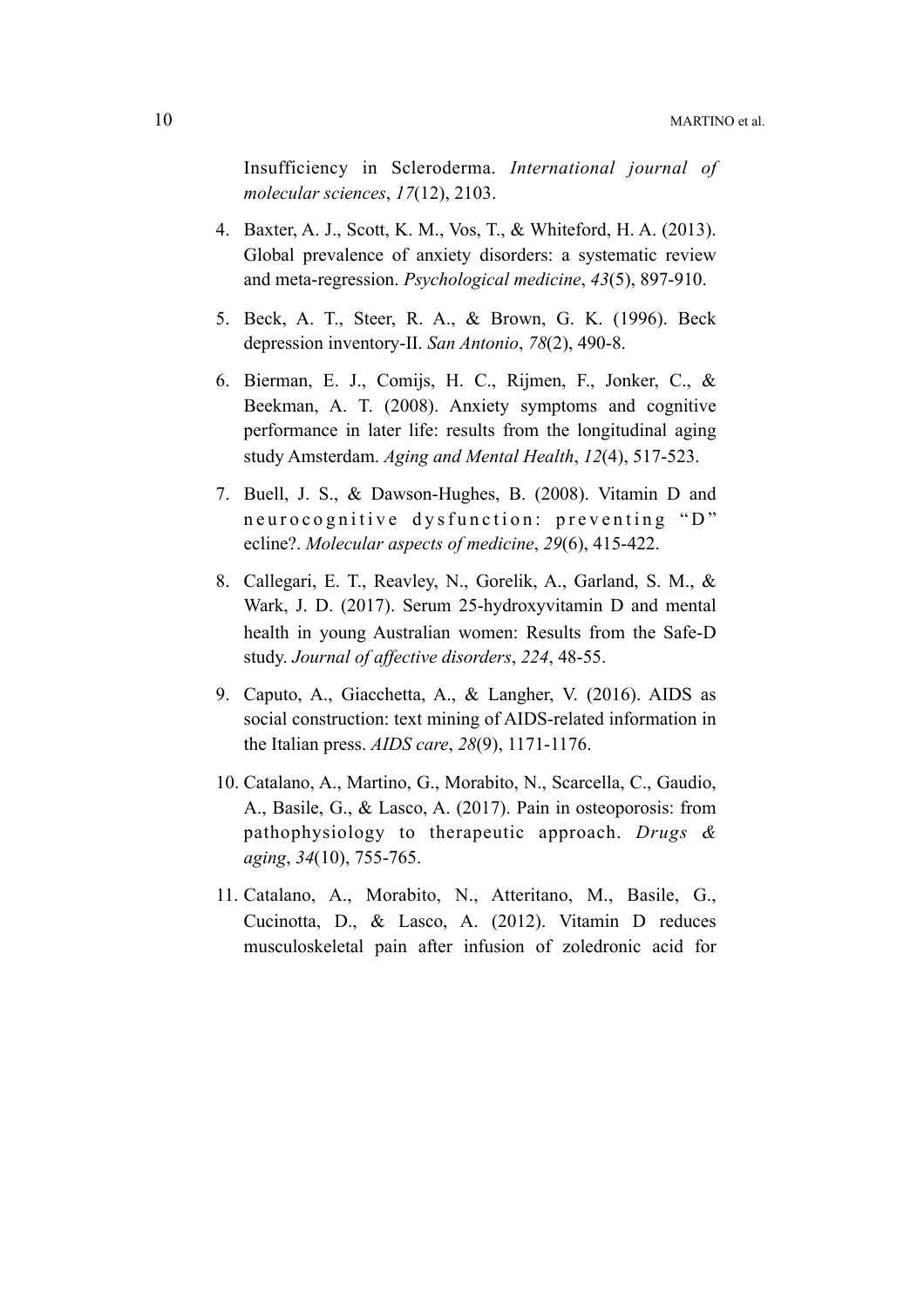Insufficiency in Scleroderma. *International journal of molecular sciences*, *17*(12), 2103.

4. Baxter, A. J., Scott, K. M., Vos, T., & Whiteford, H. A. (2013). Global prevalence of anxiety disorders: a systematic review and meta-regression. *Psychological medicine*, *43*(5), 897-910.

5. Beck, A. T., Steer, R. A., & Brown, G. K. (1996). Beck depression inventory-II. *San Antonio*, *78*(2), 490-8.

6. Bierman, E. J., Comijs, H. C., Rijmen, F., Jonker, C., & Beekman, A. T. (2008). Anxiety symptoms and cognitive performance in later life: results from the longitudinal aging study Amsterdam. *Aging and Mental Health*, *12*(4), 517-523.

7. Buell, J. S., & Dawson-Hughes, B. (2008). Vitamin D and neurocognitive dysfunction: preventing "D" ecline?. *Molecular aspects of medicine*, *29*(6), 415-422.

8. Callegari, E. T., Reavley, N., Gorelik, A., Garland, S. M., & Wark, J. D. (2017). Serum 25-hydroxyvitamin D and mental health in young Australian women: Results from the Safe-D study. *Journal of affective disorders*, *224*, 48-55.

9. Caputo, A., Giacchetta, A., & Langher, V. (2016). AIDS as social construction: text mining of AIDS-related information in the Italian press. *AIDS care*, *28*(9), 1171-1176.

10. Catalano, A., Martino, G., Morabito, N., Scarcella, C., Gaudio, A., Basile, G., & Lasco, A. (2017). Pain in osteoporosis: from pathophysiology to therapeutic approach. *Drugs & aging*, *34*(10), 755-765.

11. Catalano, A., Morabito, N., Atteritano, M., Basile, G., Cucinotta, D., & Lasco, A. (2012). Vitamin D reduces musculoskeletal pain after infusion of zoledronic acid for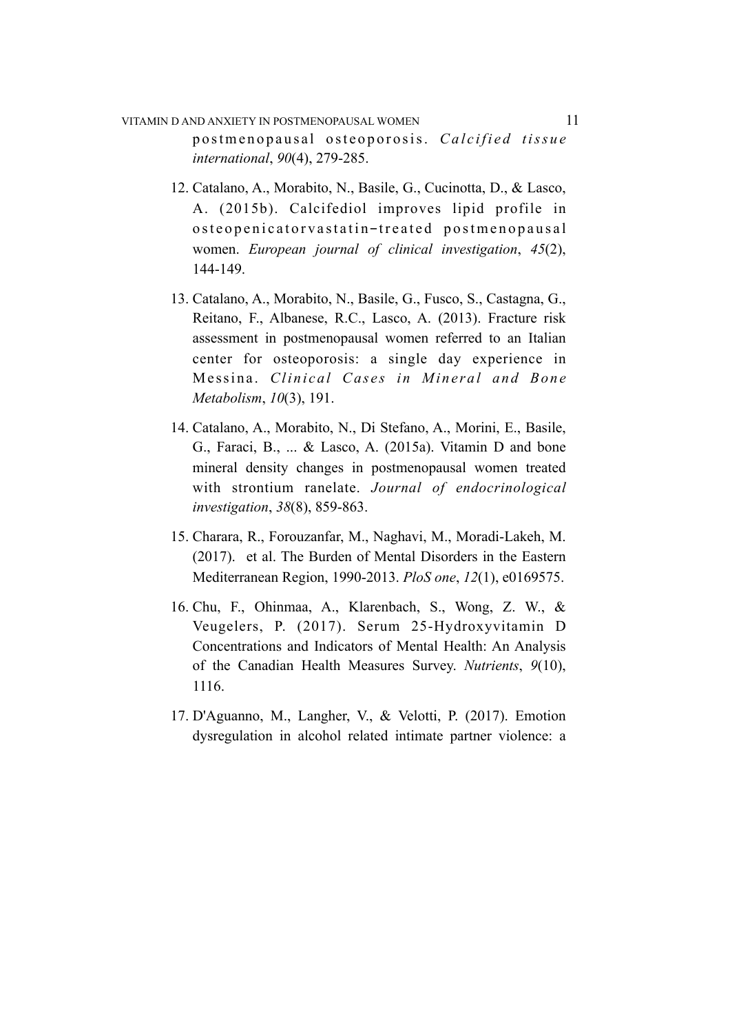postmenopausal osteoporosis. *Calcified tissue international*, *90*(4), 279-285.

12. Catalano, A., Morabito, N., Basile, G., Cucinotta, D., & Lasco, A. (2015b). Calcifediol improves lipid profile in osteopenicatorvastatin‐treated postmenopausal women. *European journal of clinical investigation*, *45*(2), 144-149.

13. Catalano, A., Morabito, N., Basile, G., Fusco, S., Castagna, G., Reitano, F., Albanese, R.C., Lasco, A. (2013). Fracture risk assessment in postmenopausal women referred to an Italian center for osteoporosis: a single day experience in Messina. *Clinical Cases in Mineral and Bone Metabolism*, *10*(3), 191.

14. Catalano, A., Morabito, N., Di Stefano, A., Morini, E., Basile, G., Faraci, B., ... & Lasco, A. (2015a). Vitamin D and bone mineral density changes in postmenopausal women treated with strontium ranelate. *Journal of endocrinological investigation*, *38*(8), 859-863.

15. Charara, R., Forouzanfar, M., Naghavi, M., Moradi-Lakeh, M. (2017). et al. The Burden of Mental Disorders in the Eastern Mediterranean Region, 1990-2013. *PloS one*, *12*(1), e0169575.

16. Chu, F., Ohinmaa, A., Klarenbach, S., Wong, Z. W., & Veugelers, P. (2017). Serum 25-Hydroxyvitamin D Concentrations and Indicators of Mental Health: An Analysis of the Canadian Health Measures Survey. *Nutrients*, *9*(10), 1116.

17. D'Aguanno, M., Langher, V., & Velotti, P. (2017). Emotion dysregulation in alcohol related intimate partner violence: a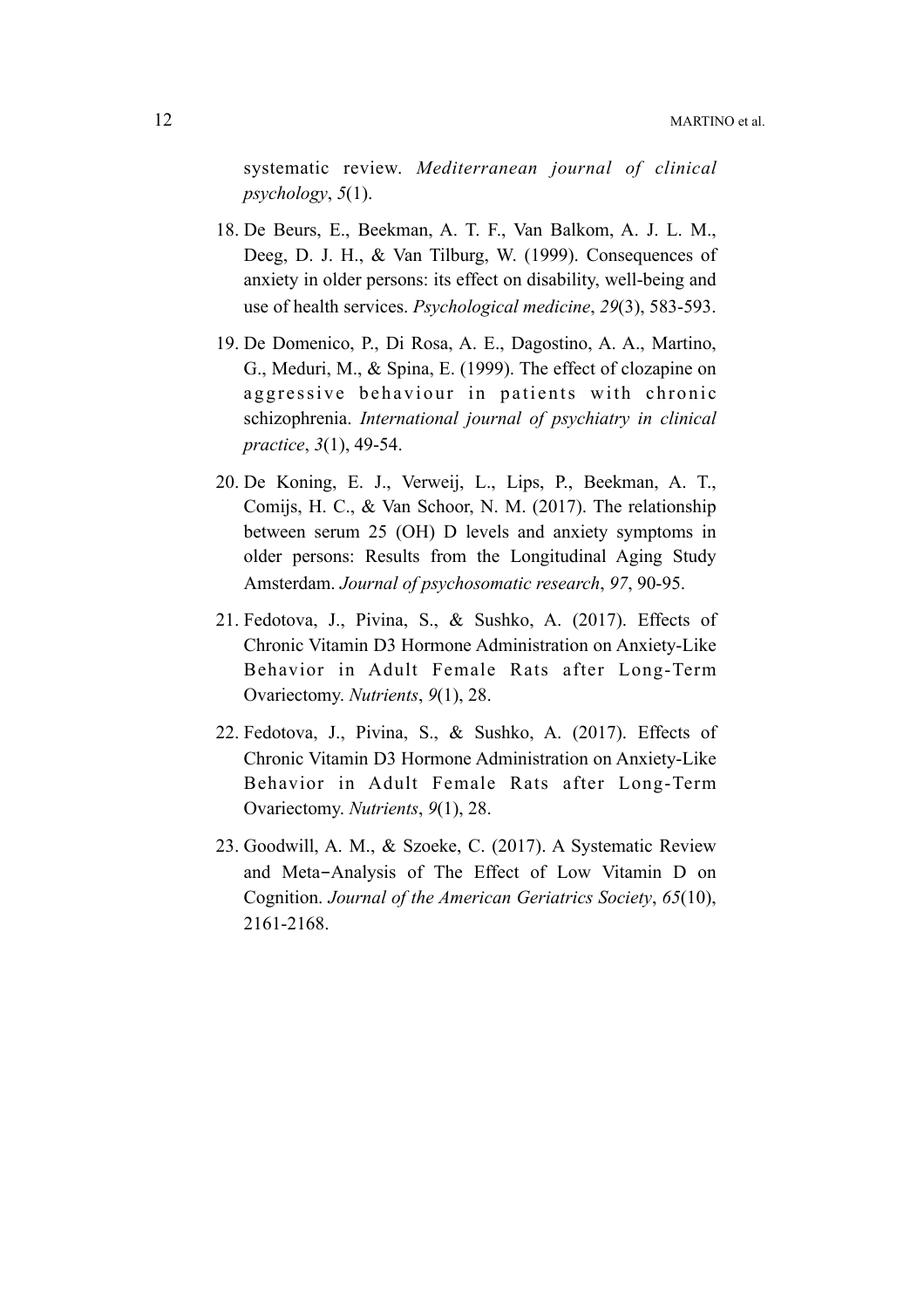systematic review. *Mediterranean journal of clinical psychology*, *5*(1).

18. De Beurs, E., Beekman, A. T. F., Van Balkom, A. J. L. M., Deeg, D. J. H., & Van Tilburg, W. (1999). Consequences of anxiety in older persons: its effect on disability, well-being and use of health services. *Psychological medicine*, *29*(3), 583-593.

19. De Domenico, P., Di Rosa, A. E., Dagostino, A. A., Martino, G., Meduri, M., & Spina, E. (1999). The effect of clozapine on aggressive behaviour in patients with chronic schizophrenia. *International journal of psychiatry in clinical practice*, *3*(1), 49-54.

20. De Koning, E. J., Verweij, L., Lips, P., Beekman, A. T., Comijs, H. C., & Van Schoor, N. M. (2017). The relationship between serum 25 (OH) D levels and anxiety symptoms in older persons: Results from the Longitudinal Aging Study Amsterdam. *Journal of psychosomatic research*, *97*, 90-95.

21. Fedotova, J., Pivina, S., & Sushko, A. (2017). Effects of Chronic Vitamin D3 Hormone Administration on Anxiety-Like Behavior in Adult Female Rats after Long-Term Ovariectomy. *Nutrients*, *9*(1), 28.

22. Fedotova, J., Pivina, S., & Sushko, A. (2017). Effects of Chronic Vitamin D3 Hormone Administration on Anxiety-Like Behavior in Adult Female Rats after Long-Term Ovariectomy. *Nutrients*, *9*(1), 28.

23. Goodwill, A. M., & Szoeke, C. (2017). A Systematic Review and Meta‐Analysis of The Effect of Low Vitamin D on Cognition. *Journal of the American Geriatrics Society*, *65*(10), 2161-2168.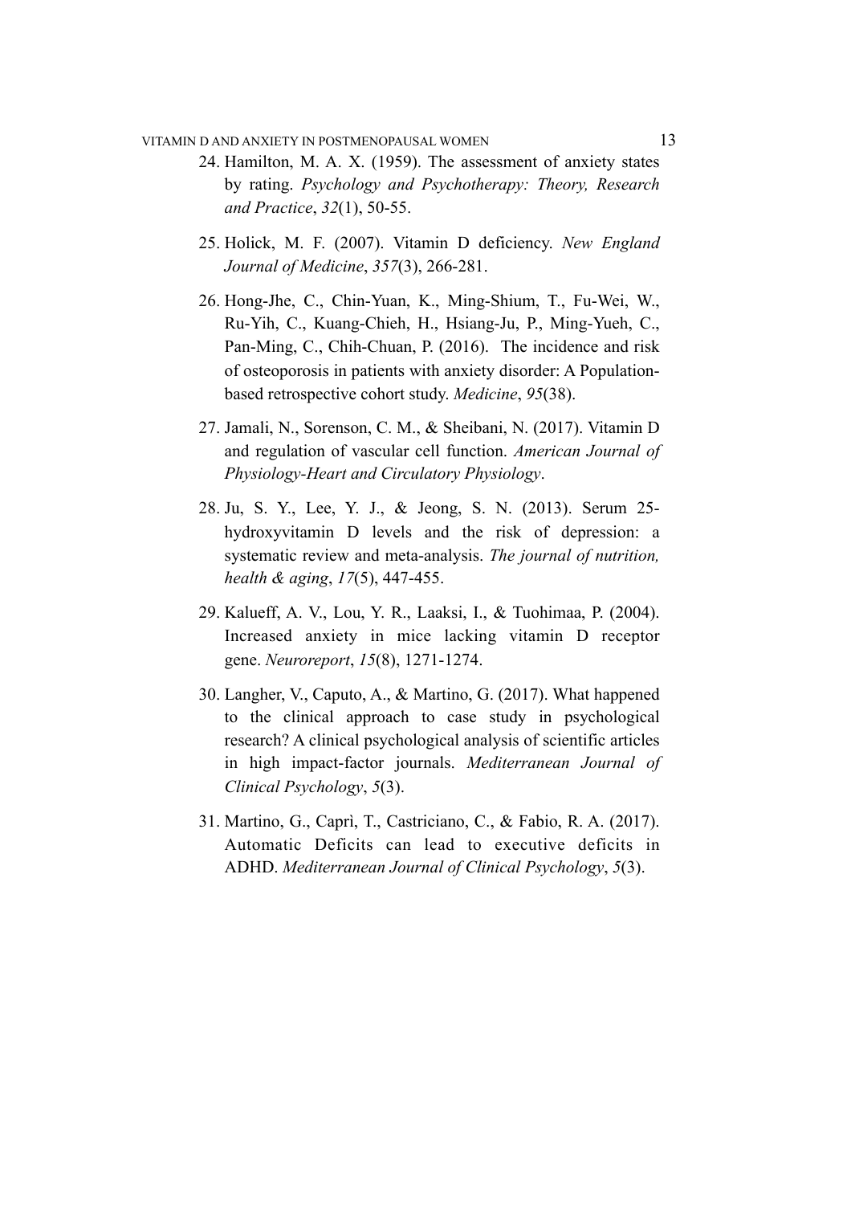24. Hamilton, M. A. X. (1959). The assessment of anxiety states by rating. *Psychology and Psychotherapy: Theory, Research and Practice*, *32*(1), 50-55.

25. Holick, M. F. (2007). Vitamin D deficiency. *New England Journal of Medicine*, *357*(3), 266-281.

26. Hong-Jhe, C., Chin-Yuan, K., Ming-Shium, T., Fu-Wei, W., Ru-Yih, C., Kuang-Chieh, H., Hsiang-Ju, P., Ming-Yueh, C., Pan-Ming, C., Chih-Chuan, P. (2016). The incidence and risk of osteoporosis in patients with anxiety disorder: A Population-based retrospective cohort study. *Medicine*, *95*(38).

27. Jamali, N., Sorenson, C. M., & Sheibani, N. (2017). Vitamin D and regulation of vascular cell function. *American Journal of Physiology-Heart and Circulatory Physiology*.

28. Ju, S. Y., Lee, Y. J., & Jeong, S. N. (2013). Serum 25-hydroxyvitamin D levels and the risk of depression: a systematic review and meta-analysis. *The journal of nutrition, health & aging*, *17*(5), 447-455.

29. Kalueff, A. V., Lou, Y. R., Laaksi, I., & Tuohimaa, P. (2004). Increased anxiety in mice lacking vitamin D receptor gene. *Neuroreport*, *15*(8), 1271-1274.

30. Langher, V., Caputo, A., & Martino, G. (2017). What happened to the clinical approach to case study in psychological research? A clinical psychological analysis of scientific articles in high impact-factor journals. *Mediterranean Journal of Clinical Psychology*, *5*(3).

31. Martino, G., Caprì, T., Castriciano, C., & Fabio, R. A. (2017). Automatic Deficits can lead to executive deficits in ADHD. *Mediterranean Journal of Clinical Psychology*, *5*(3).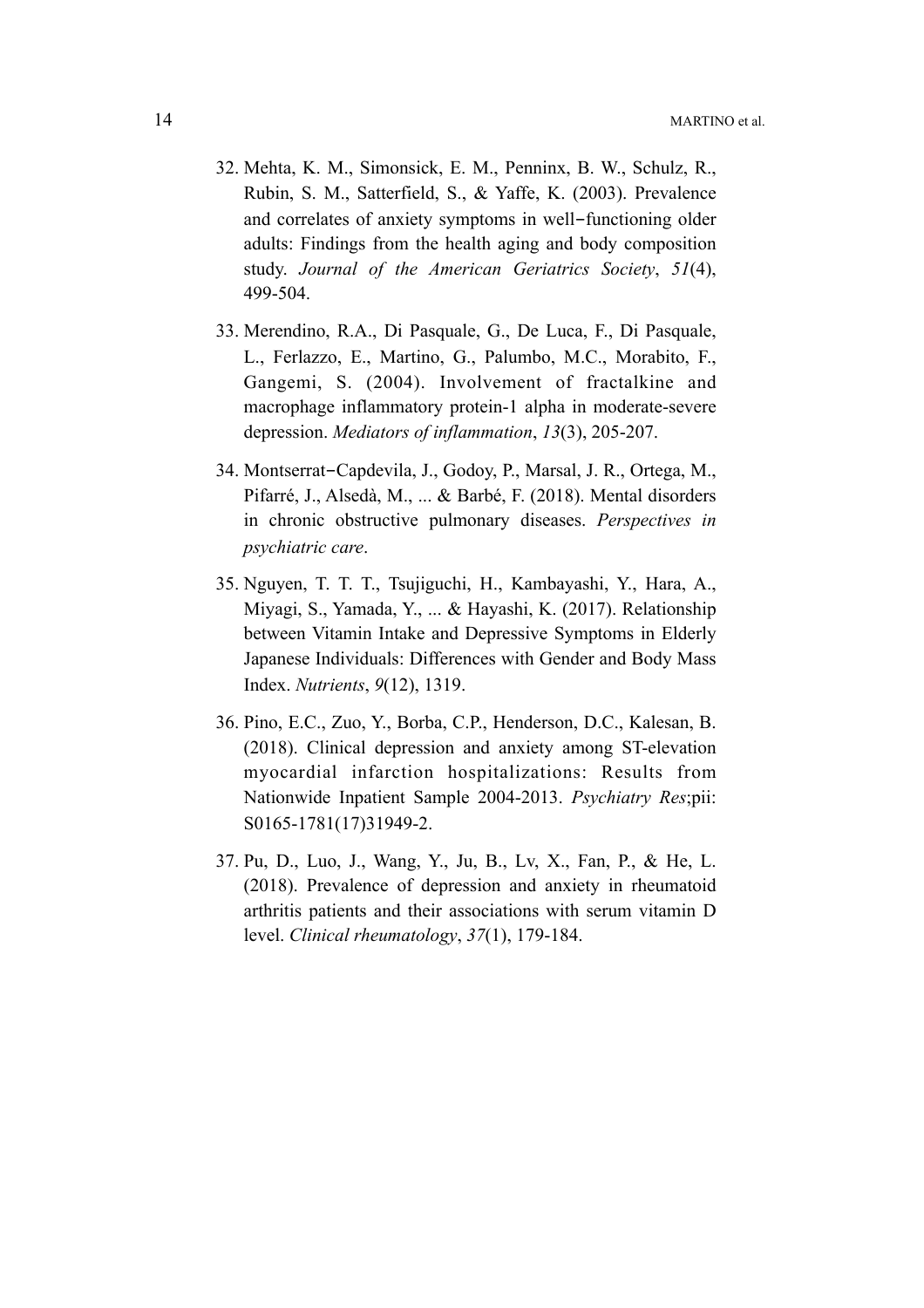32. Mehta, K. M., Simonsick, E. M., Penninx, B. W., Schulz, R., Rubin, S. M., Satterfield, S., & Yaffe, K. (2003). Prevalence and correlates of anxiety symptoms in well‐functioning older adults: Findings from the health aging and body composition study. *Journal of the American Geriatrics Society*, *51*(4), 499-504.

33. Merendino, R.A., Di Pasquale, G., De Luca, F., Di Pasquale, L., Ferlazzo, E., Martino, G., Palumbo, M.C., Morabito, F., Gangemi, S. (2004). Involvement of fractalkine and macrophage inflammatory protein-1 alpha in moderate-severe depression. *Mediators of inflammation*, *13*(3), 205-207.

34. Montserrat‐Capdevila, J., Godoy, P., Marsal, J. R., Ortega, M., Pifarré, J., Alsedà, M., ... & Barbé, F. (2018). Mental disorders in chronic obstructive pulmonary diseases. *Perspectives in psychiatric care*.

35. Nguyen, T. T. T., Tsujiguchi, H., Kambayashi, Y., Hara, A., Miyagi, S., Yamada, Y., ... & Hayashi, K. (2017). Relationship between Vitamin Intake and Depressive Symptoms in Elderly Japanese Individuals: Differences with Gender and Body Mass Index. *Nutrients*, *9*(12), 1319.

36. Pino, E.C., Zuo, Y., Borba, C.P., Henderson, D.C., Kalesan, B. (2018). Clinical depression and anxiety among ST-elevation myocardial infarction hospitalizations: Results from Nationwide Inpatient Sample 2004-2013. *Psychiatry Res*;pii: S0165-1781(17)31949-2.

37. Pu, D., Luo, J., Wang, Y., Ju, B., Lv, X., Fan, P., & He, L. (2018). Prevalence of depression and anxiety in rheumatoid arthritis patients and their associations with serum vitamin D level. *Clinical rheumatology*, *37*(1), 179-184.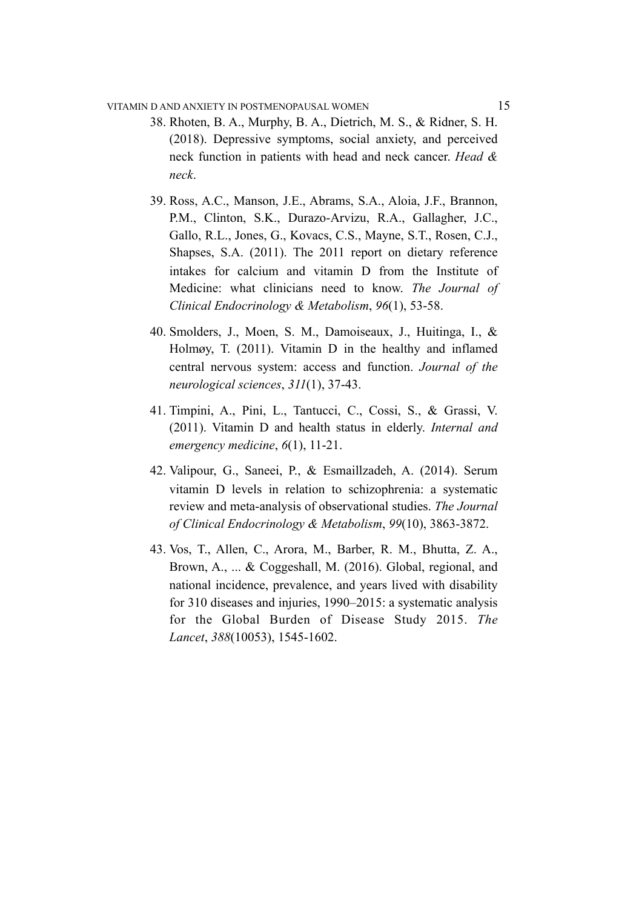38. Rhoten, B. A., Murphy, B. A., Dietrich, M. S., & Ridner, S. H. (2018). Depressive symptoms, social anxiety, and perceived neck function in patients with head and neck cancer. *Head & neck*.

39. Ross, A.C., Manson, J.E., Abrams, S.A., Aloia, J.F., Brannon, P.M., Clinton, S.K., Durazo-Arvizu, R.A., Gallagher, J.C., Gallo, R.L., Jones, G., Kovacs, C.S., Mayne, S.T., Rosen, C.J., Shapses, S.A. (2011). The 2011 report on dietary reference intakes for calcium and vitamin D from the Institute of Medicine: what clinicians need to know. *The Journal of Clinical Endocrinology & Metabolism*, *96*(1), 53-58.

40. Smolders, J., Moen, S. M., Damoiseaux, J., Huitinga, I., & Holmøy, T. (2011). Vitamin D in the healthy and inflamed central nervous system: access and function. *Journal of the neurological sciences*, *311*(1), 37-43.

41. Timpini, A., Pini, L., Tantucci, C., Cossi, S., & Grassi, V. (2011). Vitamin D and health status in elderly. *Internal and emergency medicine*, *6*(1), 11-21.

42. Valipour, G., Saneei, P., & Esmaillzadeh, A. (2014). Serum vitamin D levels in relation to schizophrenia: a systematic review and meta-analysis of observational studies. *The Journal of Clinical Endocrinology & Metabolism*, *99*(10), 3863-3872.

43. Vos, T., Allen, C., Arora, M., Barber, R. M., Bhutta, Z. A., Brown, A., ... & Coggeshall, M. (2016). Global, regional, and national incidence, prevalence, and years lived with disability for 310 diseases and injuries, 1990–2015: a systematic analysis for the Global Burden of Disease Study 2015. *The Lancet*, *388*(10053), 1545-1602.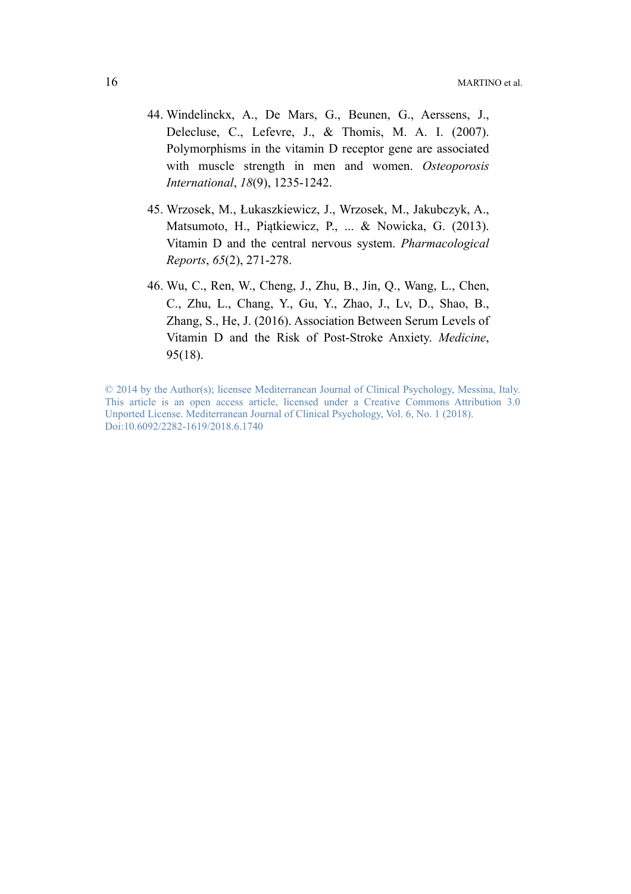44. Windelinckx, A., De Mars, G., Beunen, G., Aerssens, J., Delecluse, C., Lefevre, J., & Thomis, M. A. I. (2007). Polymorphisms in the vitamin D receptor gene are associated with muscle strength in men and women. *Osteoporosis International*, *18*(9), 1235-1242.

45. Wrzosek, M., Łukaszkiewicz, J., Wrzosek, M., Jakubczyk, A., Matsumoto, H., Piątkiewicz, P., ... & Nowicka, G. (2013). Vitamin D and the central nervous system. *Pharmacological Reports*, *65*(2), 271-278.

46. Wu, C., Ren, W., Cheng, J., Zhu, B., Jin, Q., Wang, L., Chen, C., Zhu, L., Chang, Y., Gu, Y., Zhao, J., Lv, D., Shao, B., Zhang, S., He, J. (2016). Association Between Serum Levels of Vitamin D and the Risk of Post-Stroke Anxiety. *Medicine*, 95(18).

© 2014 by the Author(s); licensee Mediterranean Journal of Clinical Psychology, Messina, Italy. This article is an open access article, licensed under a Creative Commons Attribution 3.0 Unported License. Mediterranean Journal of Clinical Psychology, Vol. 6, No. 1 (2018). Doi:10.6092/2282-1619/2018.6.1740